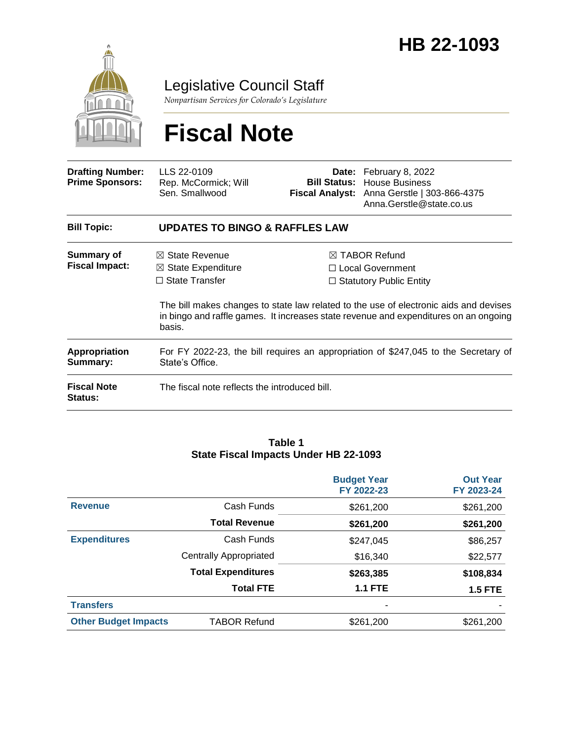# HB 22-1093

## Legislative Council Staff

*Nonpartisan Services for Colorado's Legislature*

# Fiscal Note

| | | | |
|---|---|---|---|
| **Drafting Number:** | LLS 22-0109 | **Date:** | February 8, 2022 |
| **Prime Sponsors:** | Rep. McCormick; Will<br>Sen. Smallwood | **Bill Status:** | House Business |
| | | **Fiscal Analyst:** | Anna Gerstle \| 303-866-4375<br>Anna.Gerstle@state.co.us |

**Bill Topic:** **UPDATES TO BINGO & RAFFLES LAW**

**Summary of Fiscal Impact:**

- ☒ State Revenue
- ☒ State Expenditure
- ☐ State Transfer
- ☒ TABOR Refund
- ☐ Local Government
- ☐ Statutory Public Entity

The bill makes changes to state law related to the use of electronic aids and devises in bingo and raffle games. It increases state revenue and expenditures on an ongoing basis.

**Appropriation Summary:** For FY 2022-23, the bill requires an appropriation of $247,045 to the Secretary of State's Office.

**Fiscal Note Status:** The fiscal note reflects the introduced bill.

**Table 1**
**State Fiscal Impacts Under HB 22-1093**

| | | Budget Year FY 2022-23 | Out Year FY 2023-24 |
|---|---|---|---|
| **Revenue** | Cash Funds | $261,200 | $261,200 |
| | **Total Revenue** | **$261,200** | **$261,200** |
| **Expenditures** | Cash Funds | $247,045 | $86,257 |
| | Centrally Appropriated | $16,340 | $22,577 |
| | **Total Expenditures** | **$263,385** | **$108,834** |
| | **Total FTE** | **1.1 FTE** | **1.5 FTE** |
| **Transfers** | | - | - |
| **Other Budget Impacts** | TABOR Refund | $261,200 | $261,200 |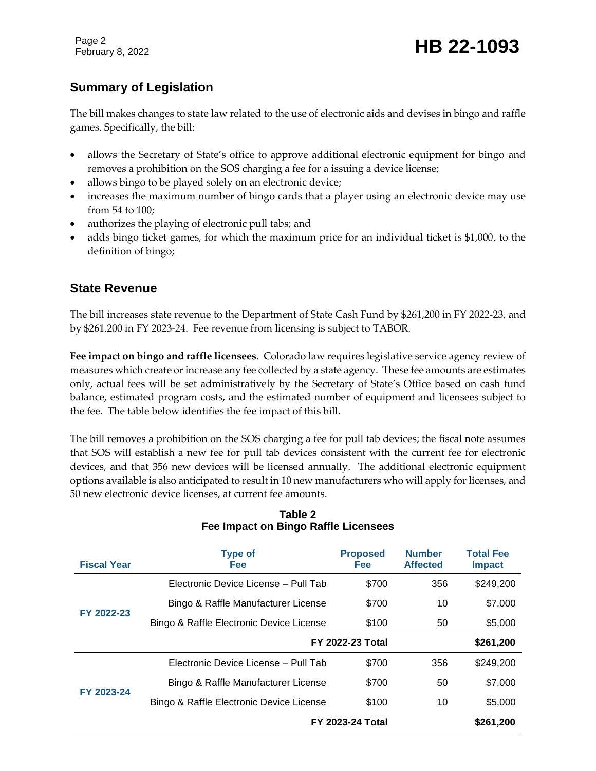## Summary of Legislation

The bill makes changes to state law related to the use of electronic aids and devises in bingo and raffle games. Specifically, the bill:

- allows the Secretary of State's office to approve additional electronic equipment for bingo and removes a prohibition on the SOS charging a fee for a issuing a device license;
- allows bingo to be played solely on an electronic device;
- increases the maximum number of bingo cards that a player using an electronic device may use from 54 to 100;
- authorizes the playing of electronic pull tabs; and
- adds bingo ticket games, for which the maximum price for an individual ticket is $1,000, to the definition of bingo;

## State Revenue

The bill increases state revenue to the Department of State Cash Fund by $261,200 in FY 2022-23, and by $261,200 in FY 2023-24. Fee revenue from licensing is subject to TABOR.

**Fee impact on bingo and raffle licensees.** Colorado law requires legislative service agency review of measures which create or increase any fee collected by a state agency. These fee amounts are estimates only, actual fees will be set administratively by the Secretary of State's Office based on cash fund balance, estimated program costs, and the estimated number of equipment and licensees subject to the fee. The table below identifies the fee impact of this bill.

The bill removes a prohibition on the SOS charging a fee for pull tab devices; the fiscal note assumes that SOS will establish a new fee for pull tab devices consistent with the current fee for electronic devices, and that 356 new devices will be licensed annually. The additional electronic equipment options available is also anticipated to result in 10 new manufacturers who will apply for licenses, and 50 new electronic device licenses, at current fee amounts.

**Table 2**
**Fee Impact on Bingo Raffle Licensees**

| Fiscal Year | Type of Fee | Proposed Fee | Number Affected | Total Fee Impact |
|---|---|---|---|---|
| FY 2022-23 | Electronic Device License – Pull Tab | $700 | 356 | $249,200 |
| | Bingo & Raffle Manufacturer License | $700 | 10 | $7,000 |
| | Bingo & Raffle Electronic Device License | $100 | 50 | $5,000 |
| | | **FY 2022-23 Total** | | **$261,200** |
| FY 2023-24 | Electronic Device License – Pull Tab | $700 | 356 | $249,200 |
| | Bingo & Raffle Manufacturer License | $700 | 50 | $7,000 |
| | Bingo & Raffle Electronic Device License | $100 | 10 | $5,000 |
| | | **FY 2023-24 Total** | | **$261,200** |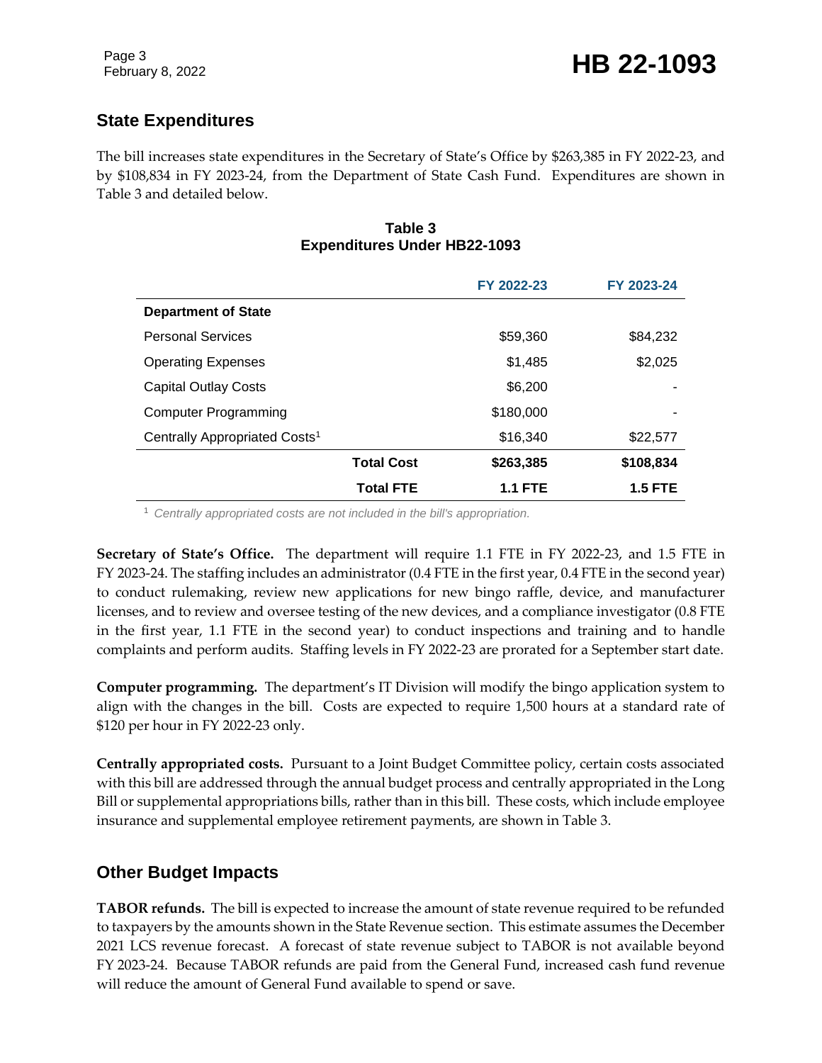## State Expenditures

The bill increases state expenditures in the Secretary of State's Office by $263,385 in FY 2022-23, and by $108,834 in FY 2023-24, from the Department of State Cash Fund. Expenditures are shown in Table 3 and detailed below.

**Table 3**
**Expenditures Under HB22-1093**

| | | FY 2022-23 | FY 2023-24 |
|---|---|---|---|
| **Department of State** | | | |
| Personal Services | | $59,360 | $84,232 |
| Operating Expenses | | $1,485 | $2,025 |
| Capital Outlay Costs | | $6,200 | - |
| Computer Programming | | $180,000 | - |
| Centrally Appropriated Costs[1] | | $16,340 | $22,577 |
| | **Total Cost** | **$263,385** | **$108,834** |
| | **Total FTE** | **1.1 FTE** | **1.5 FTE** |

[1] *Centrally appropriated costs are not included in the bill's appropriation.*

**Secretary of State's Office.** The department will require 1.1 FTE in FY 2022-23, and 1.5 FTE in FY 2023-24. The staffing includes an administrator (0.4 FTE in the first year, 0.4 FTE in the second year) to conduct rulemaking, review new applications for new bingo raffle, device, and manufacturer licenses, and to review and oversee testing of the new devices, and a compliance investigator (0.8 FTE in the first year, 1.1 FTE in the second year) to conduct inspections and training and to handle complaints and perform audits. Staffing levels in FY 2022-23 are prorated for a September start date.

**Computer programming.** The department's IT Division will modify the bingo application system to align with the changes in the bill. Costs are expected to require 1,500 hours at a standard rate of $120 per hour in FY 2022-23 only.

**Centrally appropriated costs.** Pursuant to a Joint Budget Committee policy, certain costs associated with this bill are addressed through the annual budget process and centrally appropriated in the Long Bill or supplemental appropriations bills, rather than in this bill. These costs, which include employee insurance and supplemental employee retirement payments, are shown in Table 3.

## Other Budget Impacts

**TABOR refunds.** The bill is expected to increase the amount of state revenue required to be refunded to taxpayers by the amounts shown in the State Revenue section. This estimate assumes the December 2021 LCS revenue forecast. A forecast of state revenue subject to TABOR is not available beyond FY 2023-24. Because TABOR refunds are paid from the General Fund, increased cash fund revenue will reduce the amount of General Fund available to spend or save.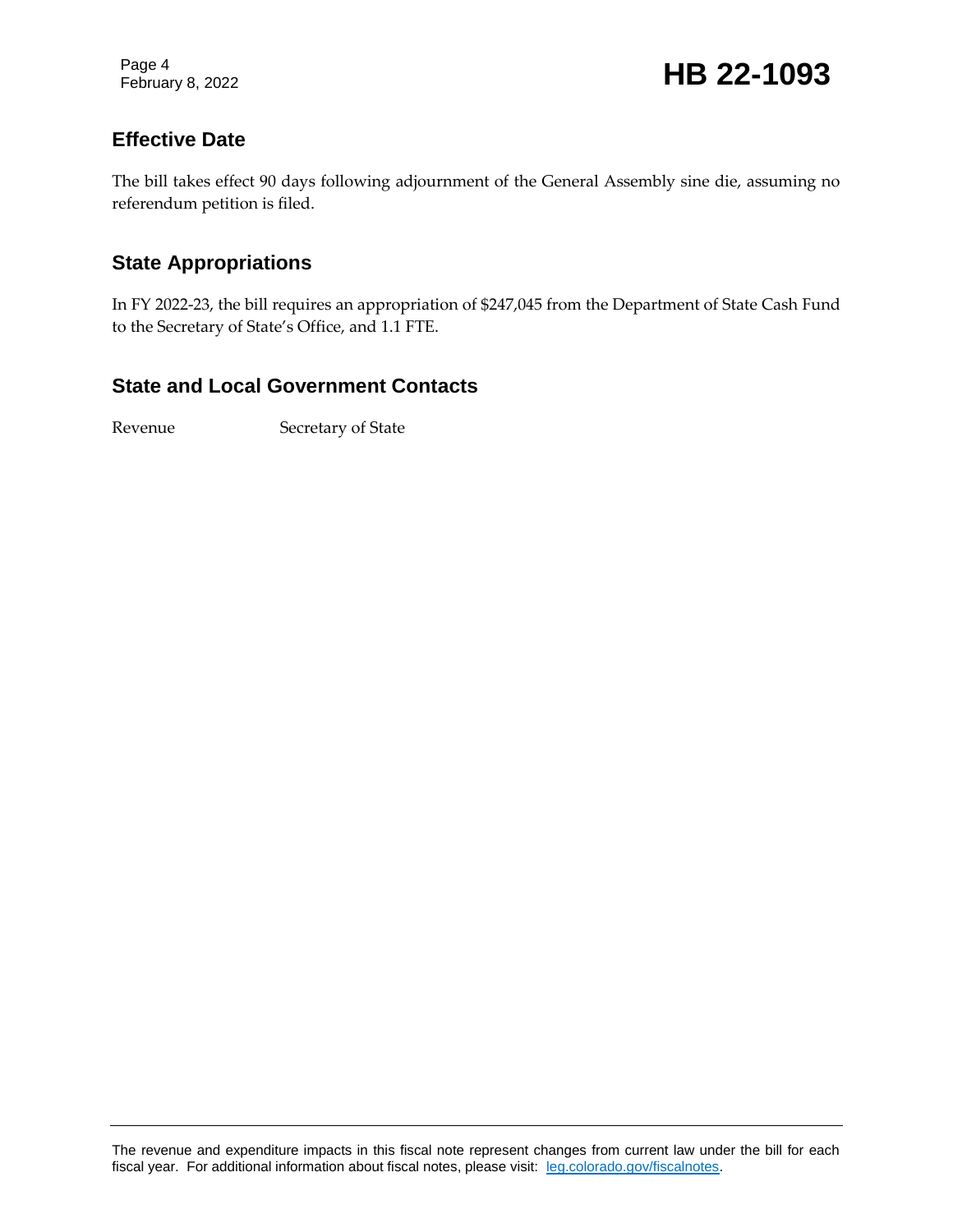## Effective Date

The bill takes effect 90 days following adjournment of the General Assembly sine die, assuming no referendum petition is filed.

## State Appropriations

In FY 2022-23, the bill requires an appropriation of $247,045 from the Department of State Cash Fund to the Secretary of State's Office, and 1.1 FTE.

## State and Local Government Contacts

| | |
|---|---|
| Revenue | Secretary of State |

The revenue and expenditure impacts in this fiscal note represent changes from current law under the bill for each fiscal year. For additional information about fiscal notes, please visit: leg.colorado.gov/fiscalnotes.